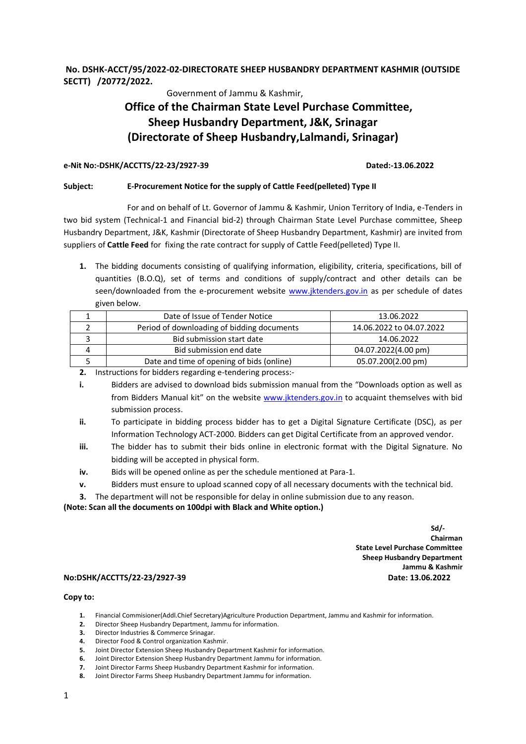**No. DSHK-ACCT/95/2022-02-DIRECTORATE SHEEP HUSBANDRY DEPARTMENT KASHMIR (OUTSIDE SECTT) /20772/2022.**

Government of Jammu & Kashmir,

# Office of the Chairman State Level Purchase Committee, Sheep Husbandry Department, J&K, Srinagar (Directorate of Sheep Husbandry,Lalmandi, Srinagar)

**e-Nit No:-DSHK/ACCTTS/22-23/2927-39** **Dated:-13.06.2022**

**Subject:** **E-Procurement Notice for the supply of Cattle Feed(pelleted) Type II**

For and on behalf of Lt. Governor of Jammu & Kashmir, Union Territory of India, e-Tenders in two bid system (Technical-1 and Financial bid-2) through Chairman State Level Purchase committee, Sheep Husbandry Department, J&K, Kashmir (Directorate of Sheep Husbandry Department, Kashmir) are invited from suppliers of **Cattle Feed** for fixing the rate contract for supply of Cattle Feed(pelleted) Type II.

**1.** The bidding documents consisting of qualifying information, eligibility, criteria, specifications, bill of quantities (B.O.Q), set of terms and conditions of supply/contract and other details can be seen/downloaded from the e-procurement website www.jktenders.gov.in as per schedule of dates given below.

| | | |
|---|---|---|
| 1 | Date of Issue of Tender Notice | 13.06.2022 |
| 2 | Period of downloading of bidding documents | 14.06.2022 to 04.07.2022 |
| 3 | Bid submission start date | 14.06.2022 |
| 4 | Bid submission end date | 04.07.2022(4.00 pm) |
| 5 | Date and time of opening of bids (online) | 05.07.200(2.00 pm) |

**2.** Instructions for bidders regarding e-tendering process:-

**i.** Bidders are advised to download bids submission manual from the "Downloads option as well as from Bidders Manual kit" on the website www.jktenders.gov.in to acquaint themselves with bid submission process.

**ii.** To participate in bidding process bidder has to get a Digital Signature Certificate (DSC), as per Information Technology ACT-2000. Bidders can get Digital Certificate from an approved vendor.

**iii.** The bidder has to submit their bids online in electronic format with the Digital Signature. No bidding will be accepted in physical form.

**iv.** Bids will be opened online as per the schedule mentioned at Para-1.

**v.** Bidders must ensure to upload scanned copy of all necessary documents with the technical bid.

**3.** The department will not be responsible for delay in online submission due to any reason.

**(Note: Scan all the documents on 100dpi with Black and White option.)**

**Sd/-**
**Chairman**
**State Level Purchase Committee**
**Sheep Husbandry Department**
**Jammu & Kashmir**

**No:DSHK/ACCTTS/22-23/2927-39** **Date: 13.06.2022**

**Copy to:**

1. Financial Commisioner(Addl.Chief Secretary)Agriculture Production Department, Jammu and Kashmir for information.
2. Director Sheep Husbandry Department, Jammu for information.
3. Director Industries & Commerce Srinagar.
4. Director Food & Control organization Kashmir.
5. Joint Director Extension Sheep Husbandry Department Kashmir for information.
6. Joint Director Extension Sheep Husbandry Department Jammu for information.
7. Joint Director Farms Sheep Husbandry Department Kashmir for information.
8. Joint Director Farms Sheep Husbandry Department Jammu for information.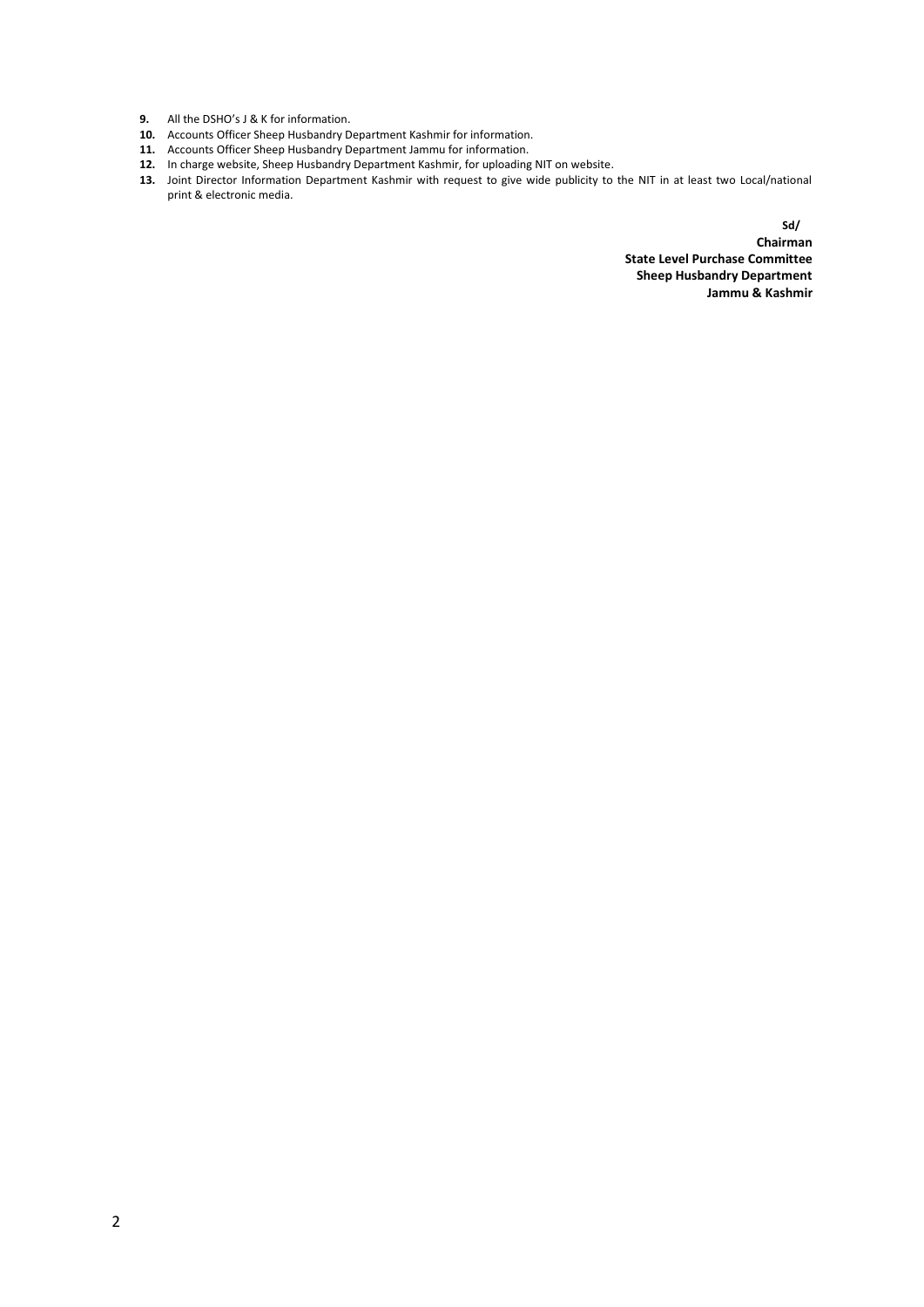9. All the DSHO's J & K for information.
10. Accounts Officer Sheep Husbandry Department Kashmir for information.
11. Accounts Officer Sheep Husbandry Department Jammu for information.
12. In charge website, Sheep Husbandry Department Kashmir, for uploading NIT on website.
13. Joint Director Information Department Kashmir with request to give wide publicity to the NIT in at least two Local/national print & electronic media.

**Sd/**

**Chairman**
**State Level Purchase Committee**
**Sheep Husbandry Department**
**Jammu & Kashmir**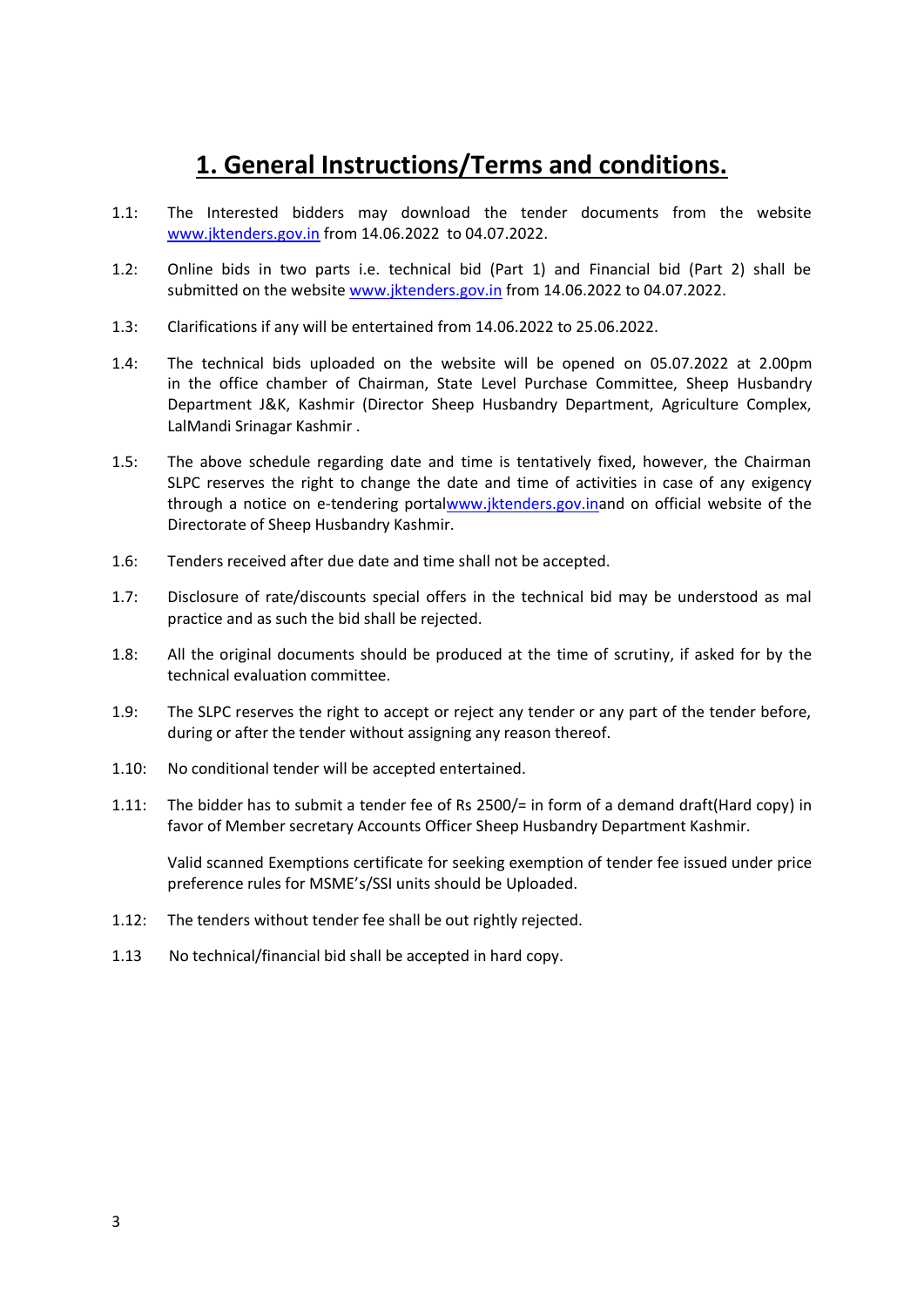# 1. General Instructions/Terms and conditions.

1.1: The Interested bidders may download the tender documents from the website www.jktenders.gov.in from 14.06.2022 to 04.07.2022.

1.2: Online bids in two parts i.e. technical bid (Part 1) and Financial bid (Part 2) shall be submitted on the website www.jktenders.gov.in from 14.06.2022 to 04.07.2022.

1.3: Clarifications if any will be entertained from 14.06.2022 to 25.06.2022.

1.4: The technical bids uploaded on the website will be opened on 05.07.2022 at 2.00pm in the office chamber of Chairman, State Level Purchase Committee, Sheep Husbandry Department J&K, Kashmir (Director Sheep Husbandry Department, Agriculture Complex, LalMandi Srinagar Kashmir .

1.5: The above schedule regarding date and time is tentatively fixed, however, the Chairman SLPC reserves the right to change the date and time of activities in case of any exigency through a notice on e-tendering portalwww.jktenders.gov.inand on official website of the Directorate of Sheep Husbandry Kashmir.

1.6: Tenders received after due date and time shall not be accepted.

1.7: Disclosure of rate/discounts special offers in the technical bid may be understood as mal practice and as such the bid shall be rejected.

1.8: All the original documents should be produced at the time of scrutiny, if asked for by the technical evaluation committee.

1.9: The SLPC reserves the right to accept or reject any tender or any part of the tender before, during or after the tender without assigning any reason thereof.

1.10: No conditional tender will be accepted entertained.

1.11: The bidder has to submit a tender fee of Rs 2500/= in form of a demand draft(Hard copy) in favor of Member secretary Accounts Officer Sheep Husbandry Department Kashmir.

Valid scanned Exemptions certificate for seeking exemption of tender fee issued under price preference rules for MSME's/SSI units should be Uploaded.

1.12: The tenders without tender fee shall be out rightly rejected.

1.13 No technical/financial bid shall be accepted in hard copy.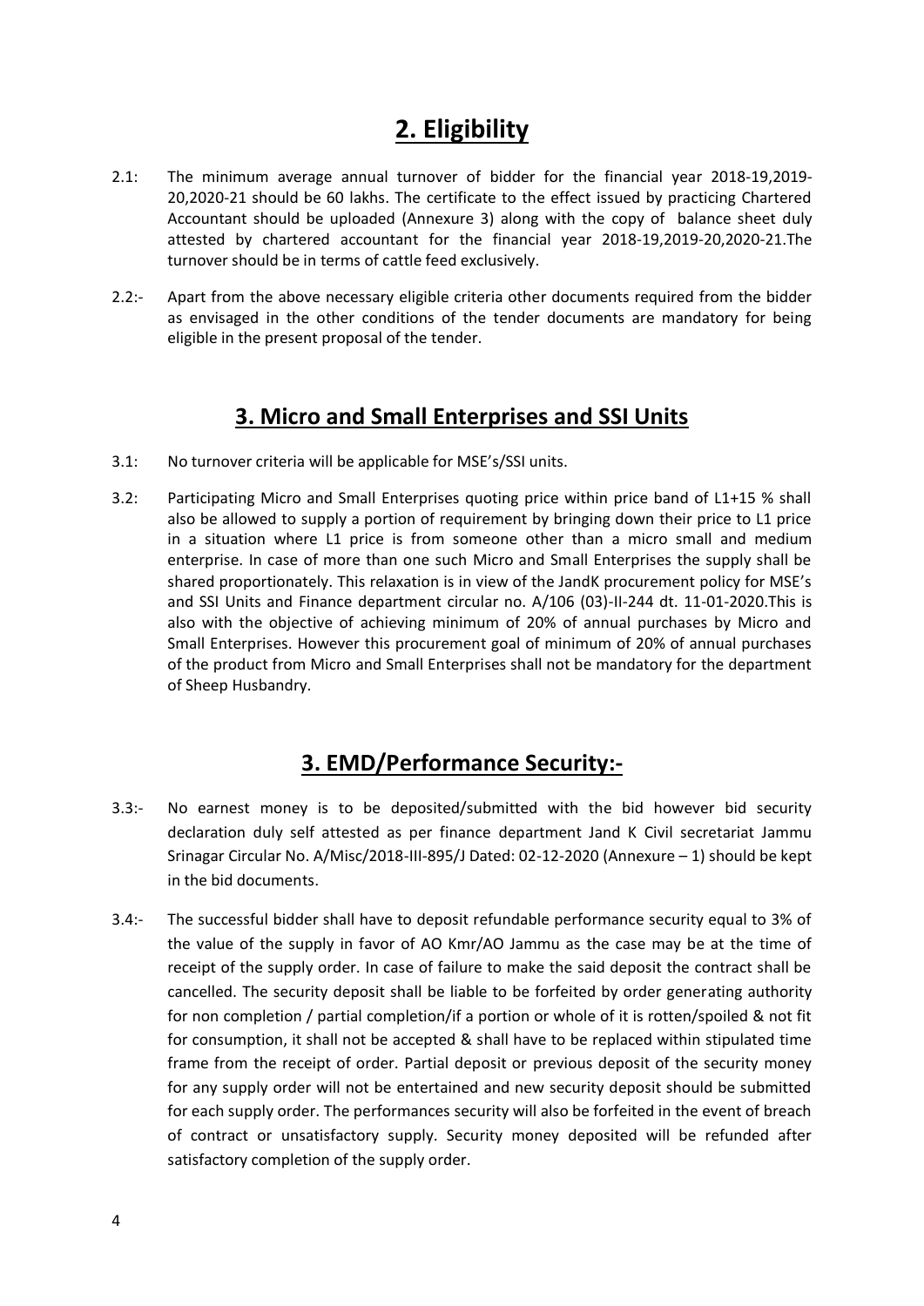## 2. Eligibility

2.1: The minimum average annual turnover of bidder for the financial year 2018-19,2019-20,2020-21 should be 60 lakhs. The certificate to the effect issued by practicing Chartered Accountant should be uploaded (Annexure 3) along with the copy of balance sheet duly attested by chartered accountant for the financial year 2018-19,2019-20,2020-21.The turnover should be in terms of cattle feed exclusively.

2.2:- Apart from the above necessary eligible criteria other documents required from the bidder as envisaged in the other conditions of the tender documents are mandatory for being eligible in the present proposal of the tender.

## 3. Micro and Small Enterprises and SSI Units

3.1: No turnover criteria will be applicable for MSE's/SSI units.

3.2: Participating Micro and Small Enterprises quoting price within price band of L1+15 % shall also be allowed to supply a portion of requirement by bringing down their price to L1 price in a situation where L1 price is from someone other than a micro small and medium enterprise. In case of more than one such Micro and Small Enterprises the supply shall be shared proportionately. This relaxation is in view of the JandK procurement policy for MSE's and SSI Units and Finance department circular no. A/106 (03)-II-244 dt. 11-01-2020.This is also with the objective of achieving minimum of 20% of annual purchases by Micro and Small Enterprises. However this procurement goal of minimum of 20% of annual purchases of the product from Micro and Small Enterprises shall not be mandatory for the department of Sheep Husbandry.

## 3. EMD/Performance Security:-

3.3:- No earnest money is to be deposited/submitted with the bid however bid security declaration duly self attested as per finance department Jand K Civil secretariat Jammu Srinagar Circular No. A/Misc/2018-III-895/J Dated: 02-12-2020 (Annexure – 1) should be kept in the bid documents.

3.4:- The successful bidder shall have to deposit refundable performance security equal to 3% of the value of the supply in favor of AO Kmr/AO Jammu as the case may be at the time of receipt of the supply order. In case of failure to make the said deposit the contract shall be cancelled. The security deposit shall be liable to be forfeited by order generating authority for non completion / partial completion/if a portion or whole of it is rotten/spoiled & not fit for consumption, it shall not be accepted & shall have to be replaced within stipulated time frame from the receipt of order. Partial deposit or previous deposit of the security money for any supply order will not be entertained and new security deposit should be submitted for each supply order. The performances security will also be forfeited in the event of breach of contract or unsatisfactory supply. Security money deposited will be refunded after satisfactory completion of the supply order.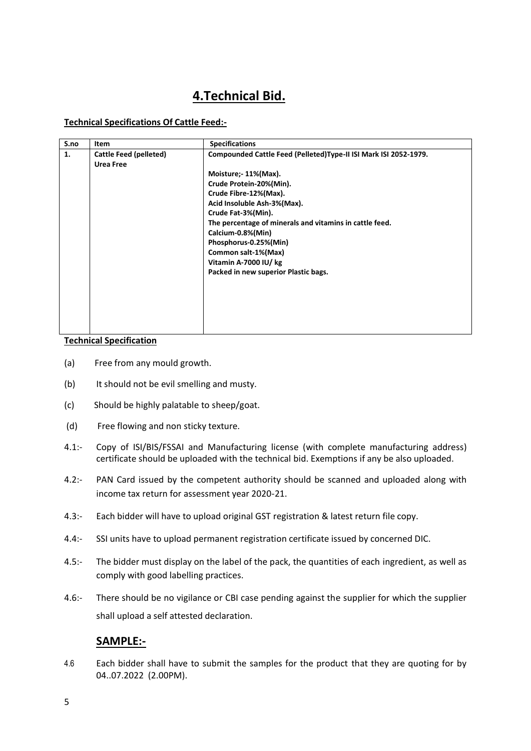# 4.Technical Bid.

**Technical Specifications Of Cattle Feed:-**

| S.no | Item | Specifications |
|---|---|---|
| 1. | **Cattle Feed (pelleted) Urea Free** | **Compounded Cattle Feed (Pelleted)Type-II ISI Mark ISI 2052-1979.**<br><br>**Moisture;- 11%(Max).**<br>**Crude Protein-20%(Min).**<br>**Crude Fibre-12%(Max).**<br>**Acid Insoluble Ash-3%(Max).**<br>**Crude Fat-3%(Min).**<br>**The percentage of minerals and vitamins in cattle feed.**<br>**Calcium-0.8%(Min)**<br>**Phosphorus-0.25%(Min)**<br>**Common salt-1%(Max)**<br>**Vitamin A-7000 IU/ kg**<br>**Packed in new superior Plastic bags.** |

**Technical Specification**

(a) Free from any mould growth.

(b) It should not be evil smelling and musty.

(c) Should be highly palatable to sheep/goat.

(d) Free flowing and non sticky texture.

4.1:- Copy of ISI/BIS/FSSAI and Manufacturing license (with complete manufacturing address) certificate should be uploaded with the technical bid. Exemptions if any be also uploaded.

4.2:- PAN Card issued by the competent authority should be scanned and uploaded along with income tax return for assessment year 2020-21.

4.3:- Each bidder will have to upload original GST registration & latest return file copy.

4.4:- SSI units have to upload permanent registration certificate issued by concerned DIC.

4.5:- The bidder must display on the label of the pack, the quantities of each ingredient, as well as comply with good labelling practices.

4.6:- There should be no vigilance or CBI case pending against the supplier for which the supplier shall upload a self attested declaration.

## SAMPLE:-

4.6 Each bidder shall have to submit the samples for the product that they are quoting for by 04..07.2022 (2.00PM).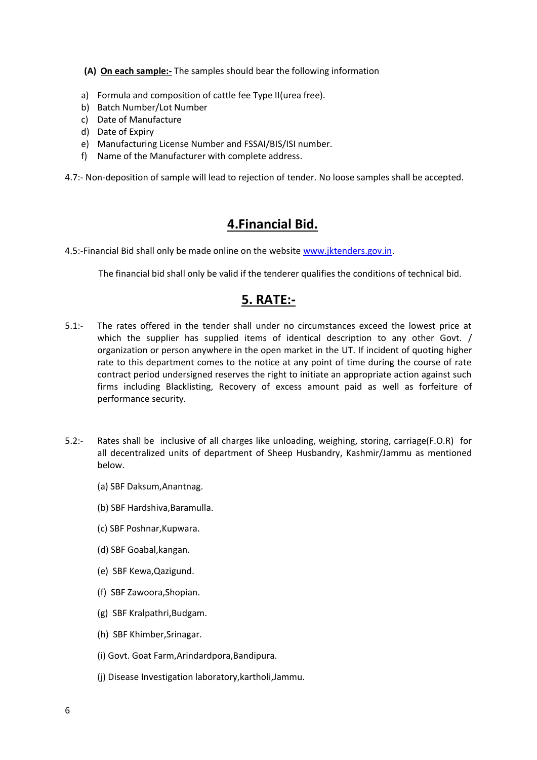**(A) <u>On each sample:-</u>** The samples should bear the following information

a) Formula and composition of cattle fee Type II(urea free).
b) Batch Number/Lot Number
c) Date of Manufacture
d) Date of Expiry
e) Manufacturing License Number and FSSAI/BIS/ISI number.
f) Name of the Manufacturer with complete address.

4.7:- Non-deposition of sample will lead to rejection of tender. No loose samples shall be accepted.

## 4.Financial Bid.

4.5:-Financial Bid shall only be made online on the website www.jktenders.gov.in.

The financial bid shall only be valid if the tenderer qualifies the conditions of technical bid.

## 5. RATE:-

5.1:- The rates offered in the tender shall under no circumstances exceed the lowest price at which the supplier has supplied items of identical description to any other Govt. / organization or person anywhere in the open market in the UT. If incident of quoting higher rate to this department comes to the notice at any point of time during the course of rate contract period undersigned reserves the right to initiate an appropriate action against such firms including Blacklisting, Recovery of excess amount paid as well as forfeiture of performance security.

5.2:- Rates shall be inclusive of all charges like unloading, weighing, storing, carriage(F.O.R) for all decentralized units of department of Sheep Husbandry, Kashmir/Jammu as mentioned below.

(a) SBF Daksum,Anantnag.

(b) SBF Hardshiva,Baramulla.

(c) SBF Poshnar,Kupwara.

(d) SBF Goabal,kangan.

(e) SBF Kewa,Qazigund.

(f) SBF Zawoora,Shopian.

(g) SBF Kralpathri,Budgam.

(h) SBF Khimber,Srinagar.

(i) Govt. Goat Farm,Arindardpora,Bandipura.

(j) Disease Investigation laboratory,kartholi,Jammu.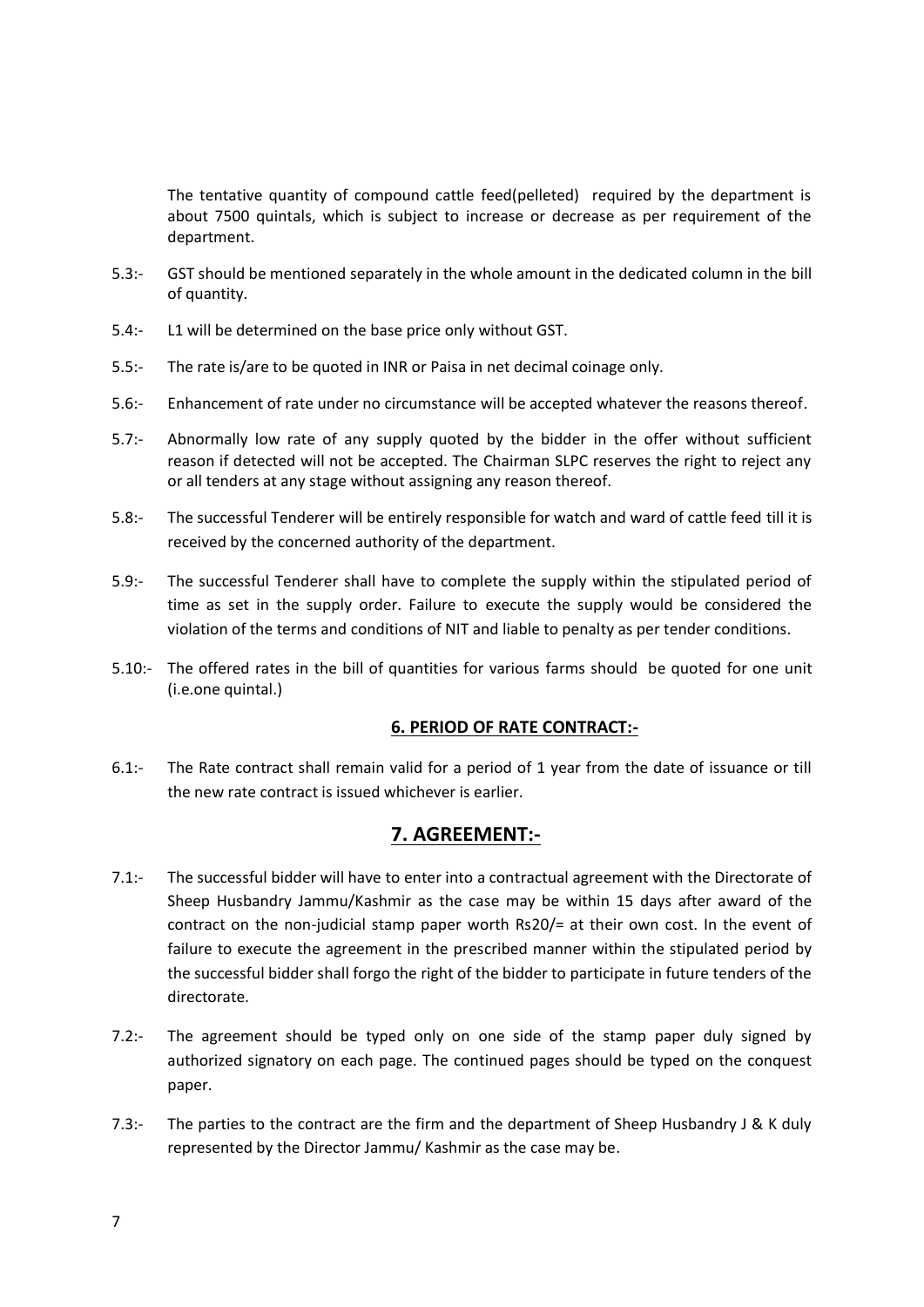The tentative quantity of compound cattle feed(pelleted) required by the department is about 7500 quintals, which is subject to increase or decrease as per requirement of the department.

5.3:- GST should be mentioned separately in the whole amount in the dedicated column in the bill of quantity.

5.4:- L1 will be determined on the base price only without GST.

5.5:- The rate is/are to be quoted in INR or Paisa in net decimal coinage only.

5.6:- Enhancement of rate under no circumstance will be accepted whatever the reasons thereof.

5.7:- Abnormally low rate of any supply quoted by the bidder in the offer without sufficient reason if detected will not be accepted. The Chairman SLPC reserves the right to reject any or all tenders at any stage without assigning any reason thereof.

5.8:- The successful Tenderer will be entirely responsible for watch and ward of cattle feed till it is received by the concerned authority of the department.

5.9:- The successful Tenderer shall have to complete the supply within the stipulated period of time as set in the supply order. Failure to execute the supply would be considered the violation of the terms and conditions of NIT and liable to penalty as per tender conditions.

5.10:- The offered rates in the bill of quantities for various farms should be quoted for one unit (i.e.one quintal.)

### 6. PERIOD OF RATE CONTRACT:-

6.1:- The Rate contract shall remain valid for a period of 1 year from the date of issuance or till the new rate contract is issued whichever is earlier.

## 7. AGREEMENT:-

7.1:- The successful bidder will have to enter into a contractual agreement with the Directorate of Sheep Husbandry Jammu/Kashmir as the case may be within 15 days after award of the contract on the non-judicial stamp paper worth Rs20/= at their own cost. In the event of failure to execute the agreement in the prescribed manner within the stipulated period by the successful bidder shall forgo the right of the bidder to participate in future tenders of the directorate.

7.2:- The agreement should be typed only on one side of the stamp paper duly signed by authorized signatory on each page. The continued pages should be typed on the conquest paper.

7.3:- The parties to the contract are the firm and the department of Sheep Husbandry J & K duly represented by the Director Jammu/ Kashmir as the case may be.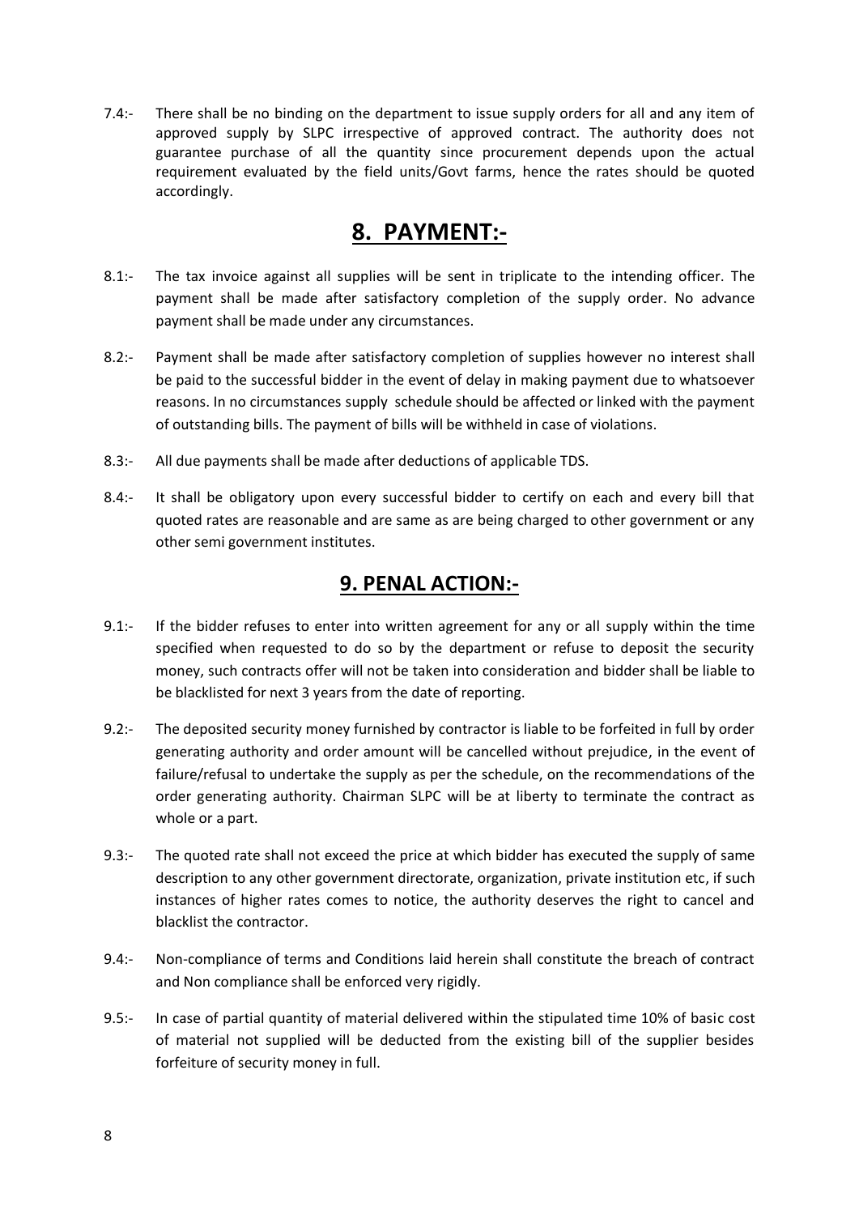7.4:- There shall be no binding on the department to issue supply orders for all and any item of approved supply by SLPC irrespective of approved contract. The authority does not guarantee purchase of all the quantity since procurement depends upon the actual requirement evaluated by the field units/Govt farms, hence the rates should be quoted accordingly.

## 8. PAYMENT:-

8.1:- The tax invoice against all supplies will be sent in triplicate to the intending officer. The payment shall be made after satisfactory completion of the supply order. No advance payment shall be made under any circumstances.

8.2:- Payment shall be made after satisfactory completion of supplies however no interest shall be paid to the successful bidder in the event of delay in making payment due to whatsoever reasons. In no circumstances supply schedule should be affected or linked with the payment of outstanding bills. The payment of bills will be withheld in case of violations.

8.3:- All due payments shall be made after deductions of applicable TDS.

8.4:- It shall be obligatory upon every successful bidder to certify on each and every bill that quoted rates are reasonable and are same as are being charged to other government or any other semi government institutes.

## 9. PENAL ACTION:-

9.1:- If the bidder refuses to enter into written agreement for any or all supply within the time specified when requested to do so by the department or refuse to deposit the security money, such contracts offer will not be taken into consideration and bidder shall be liable to be blacklisted for next 3 years from the date of reporting.

9.2:- The deposited security money furnished by contractor is liable to be forfeited in full by order generating authority and order amount will be cancelled without prejudice, in the event of failure/refusal to undertake the supply as per the schedule, on the recommendations of the order generating authority. Chairman SLPC will be at liberty to terminate the contract as whole or a part.

9.3:- The quoted rate shall not exceed the price at which bidder has executed the supply of same description to any other government directorate, organization, private institution etc, if such instances of higher rates comes to notice, the authority deserves the right to cancel and blacklist the contractor.

9.4:- Non-compliance of terms and Conditions laid herein shall constitute the breach of contract and Non compliance shall be enforced very rigidly.

9.5:- In case of partial quantity of material delivered within the stipulated time 10% of basic cost of material not supplied will be deducted from the existing bill of the supplier besides forfeiture of security money in full.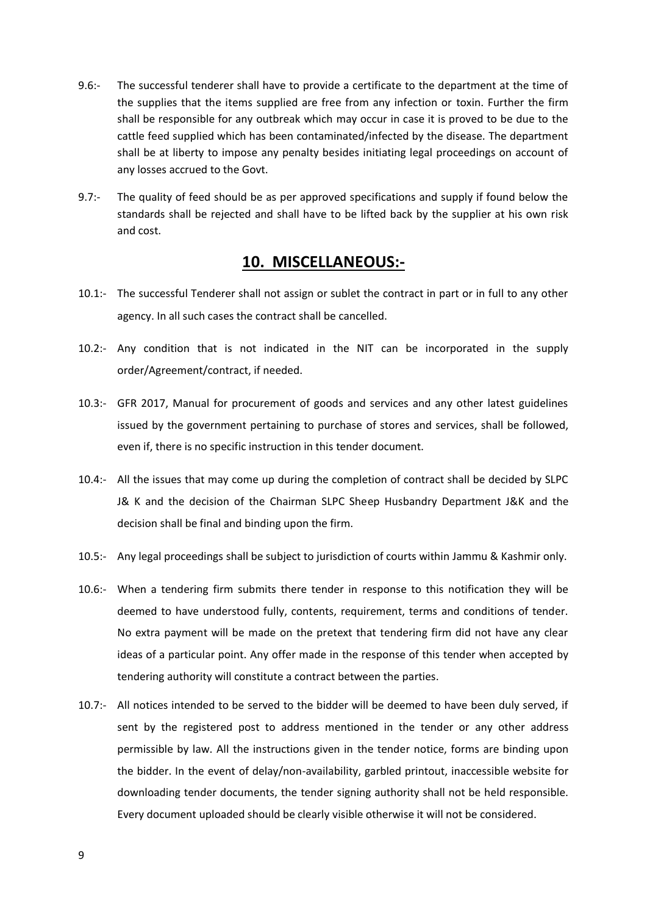9.6:- The successful tenderer shall have to provide a certificate to the department at the time of the supplies that the items supplied are free from any infection or toxin. Further the firm shall be responsible for any outbreak which may occur in case it is proved to be due to the cattle feed supplied which has been contaminated/infected by the disease. The department shall be at liberty to impose any penalty besides initiating legal proceedings on account of any losses accrued to the Govt.

9.7:- The quality of feed should be as per approved specifications and supply if found below the standards shall be rejected and shall have to be lifted back by the supplier at his own risk and cost.

## 10. MISCELLANEOUS:-

10.1:- The successful Tenderer shall not assign or sublet the contract in part or in full to any other agency. In all such cases the contract shall be cancelled.

10.2:- Any condition that is not indicated in the NIT can be incorporated in the supply order/Agreement/contract, if needed.

10.3:- GFR 2017, Manual for procurement of goods and services and any other latest guidelines issued by the government pertaining to purchase of stores and services, shall be followed, even if, there is no specific instruction in this tender document.

10.4:- All the issues that may come up during the completion of contract shall be decided by SLPC J& K and the decision of the Chairman SLPC Sheep Husbandry Department J&K and the decision shall be final and binding upon the firm.

10.5:- Any legal proceedings shall be subject to jurisdiction of courts within Jammu & Kashmir only.

10.6:- When a tendering firm submits there tender in response to this notification they will be deemed to have understood fully, contents, requirement, terms and conditions of tender. No extra payment will be made on the pretext that tendering firm did not have any clear ideas of a particular point. Any offer made in the response of this tender when accepted by tendering authority will constitute a contract between the parties.

10.7:- All notices intended to be served to the bidder will be deemed to have been duly served, if sent by the registered post to address mentioned in the tender or any other address permissible by law. All the instructions given in the tender notice, forms are binding upon the bidder. In the event of delay/non-availability, garbled printout, inaccessible website for downloading tender documents, the tender signing authority shall not be held responsible. Every document uploaded should be clearly visible otherwise it will not be considered.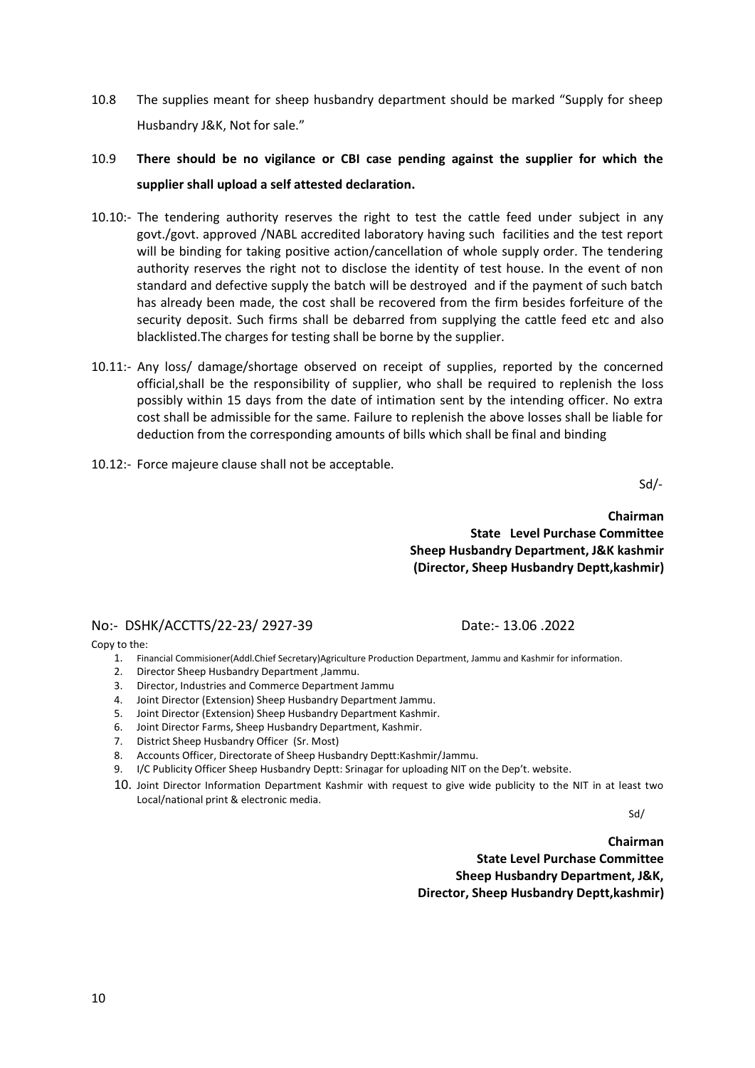10.8 The supplies meant for sheep husbandry department should be marked "Supply for sheep Husbandry J&K, Not for sale."

10.9 **There should be no vigilance or CBI case pending against the supplier for which the supplier shall upload a self attested declaration.**

10.10:- The tendering authority reserves the right to test the cattle feed under subject in any govt./govt. approved /NABL accredited laboratory having such facilities and the test report will be binding for taking positive action/cancellation of whole supply order. The tendering authority reserves the right not to disclose the identity of test house. In the event of non standard and defective supply the batch will be destroyed and if the payment of such batch has already been made, the cost shall be recovered from the firm besides forfeiture of the security deposit. Such firms shall be debarred from supplying the cattle feed etc and also blacklisted.The charges for testing shall be borne by the supplier.

10.11:- Any loss/ damage/shortage observed on receipt of supplies, reported by the concerned official,shall be the responsibility of supplier, who shall be required to replenish the loss possibly within 15 days from the date of intimation sent by the intending officer. No extra cost shall be admissible for the same. Failure to replenish the above losses shall be liable for deduction from the corresponding amounts of bills which shall be final and binding

10.12:- Force majeure clause shall not be acceptable.

Sd/-

**Chairman**
**State Level Purchase Committee**
**Sheep Husbandry Department, J&K kashmir**
**(Director, Sheep Husbandry Deptt,kashmir)**

No:- DSHK/ACCTTS/22-23/ 2927-39 Date:- 13.06 .2022

Copy to the:

1. Financial Commisioner(Addl.Chief Secretary)Agriculture Production Department, Jammu and Kashmir for information.
2. Director Sheep Husbandry Department ,Jammu.
3. Director, Industries and Commerce Department Jammu
4. Joint Director (Extension) Sheep Husbandry Department Jammu.
5. Joint Director (Extension) Sheep Husbandry Department Kashmir.
6. Joint Director Farms, Sheep Husbandry Department, Kashmir.
7. District Sheep Husbandry Officer (Sr. Most)
8. Accounts Officer, Directorate of Sheep Husbandry Deptt:Kashmir/Jammu.
9. I/C Publicity Officer Sheep Husbandry Deptt: Srinagar for uploading NIT on the Dep't. website.
10. Joint Director Information Department Kashmir with request to give wide publicity to the NIT in at least two Local/national print & electronic media.

Sd/

**Chairman**
**State Level Purchase Committee**
**Sheep Husbandry Department, J&K,**
**Director, Sheep Husbandry Deptt,kashmir)**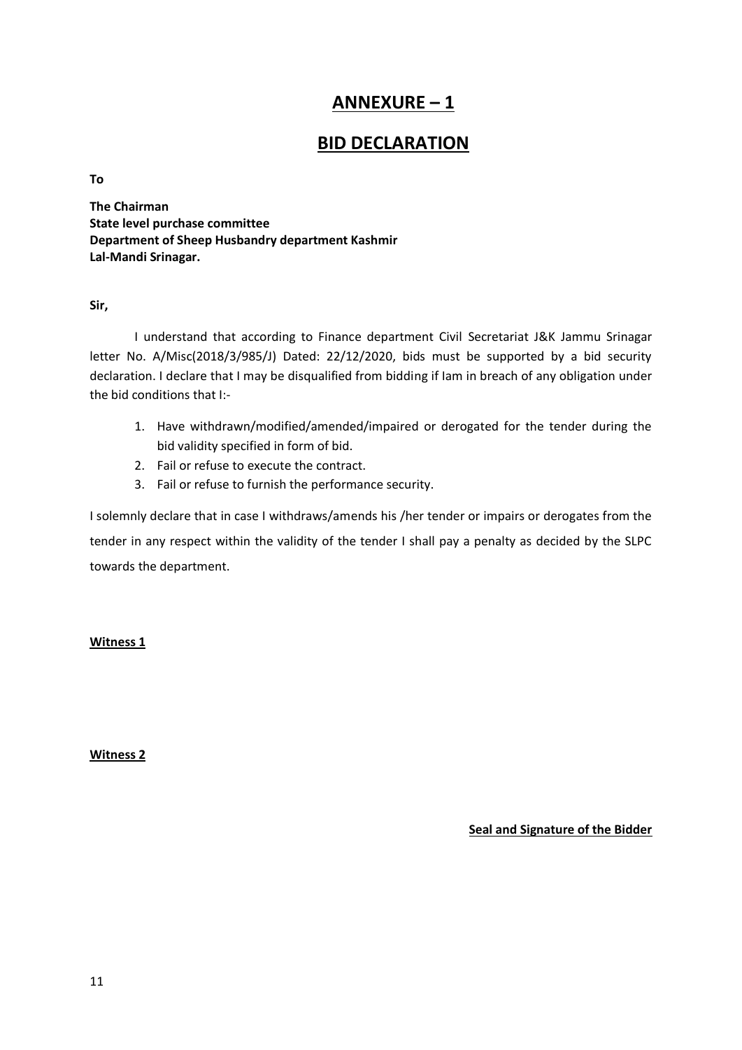# ANNEXURE – 1

## BID DECLARATION

**To**

**The Chairman**
**State level purchase committee**
**Department of Sheep Husbandry department Kashmir**
**Lal-Mandi Srinagar.**

**Sir,**

I understand that according to Finance department Civil Secretariat J&K Jammu Srinagar letter No. A/Misc(2018/3/985/J) Dated: 22/12/2020, bids must be supported by a bid security declaration. I declare that I may be disqualified from bidding if Iam in breach of any obligation under the bid conditions that I:-

1. Have withdrawn/modified/amended/impaired or derogated for the tender during the bid validity specified in form of bid.
2. Fail or refuse to execute the contract.
3. Fail or refuse to furnish the performance security.

I solemnly declare that in case I withdraws/amends his /her tender or impairs or derogates from the tender in any respect within the validity of the tender I shall pay a penalty as decided by the SLPC towards the department.

**Witness 1**

**Witness 2**

**Seal and Signature of the Bidder**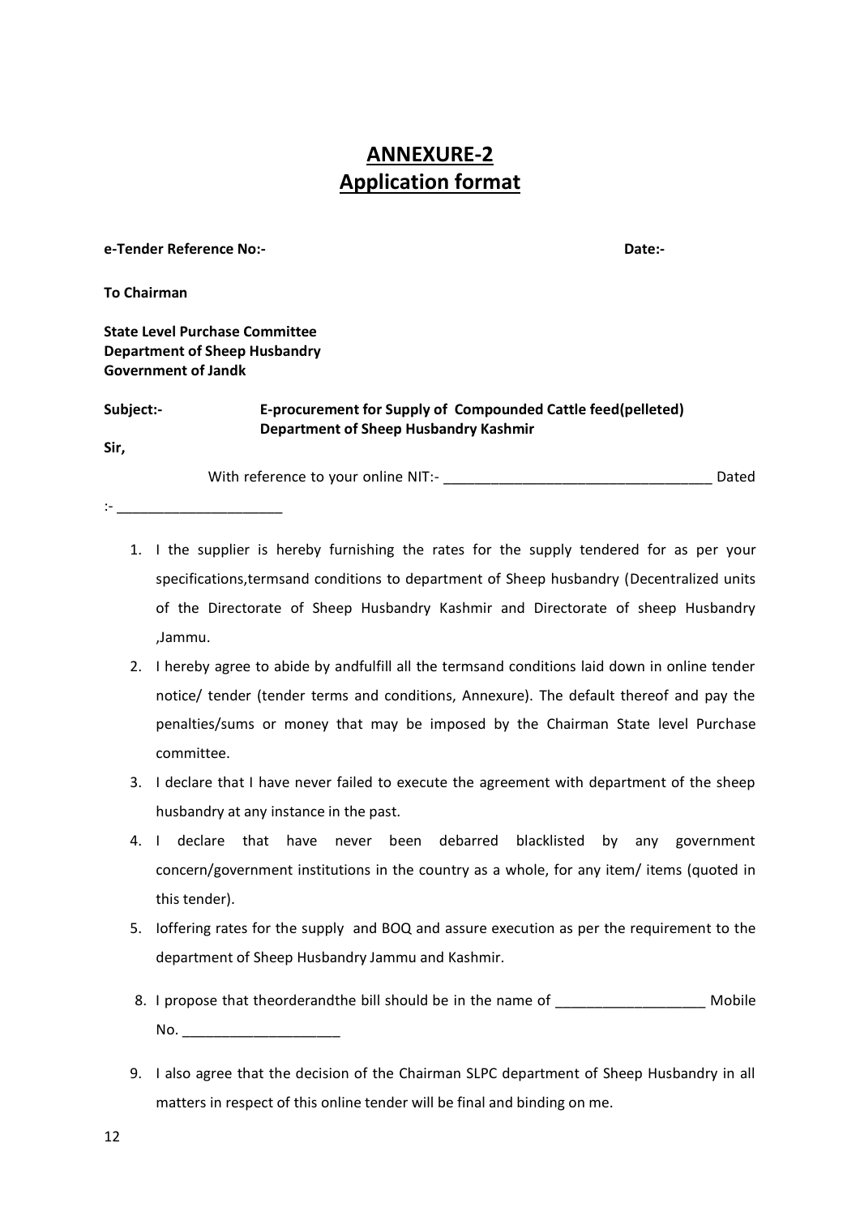# ANNEXURE-2
# Application format

**e-Tender Reference No:-** **Date:-**

**To Chairman**

**State Level Purchase Committee**
**Department of Sheep Husbandry**
**Government of Jandk**

**Subject:-** **E-procurement for Supply of Compounded Cattle feed(pelleted) Department of Sheep Husbandry Kashmir**

**Sir,**

With reference to your online NIT:- _________________________________ Dated :- _____________________

1. I the supplier is hereby furnishing the rates for the supply tendered for as per your specifications,termsand conditions to department of Sheep husbandry (Decentralized units of the Directorate of Sheep Husbandry Kashmir and Directorate of sheep Husbandry ,Jammu.
2. I hereby agree to abide by andfulfill all the termsand conditions laid down in online tender notice/ tender (tender terms and conditions, Annexure). The default thereof and pay the penalties/sums or money that may be imposed by the Chairman State level Purchase committee.
3. I declare that I have never failed to execute the agreement with department of the sheep husbandry at any instance in the past.
4. I declare that have never been debarred blacklisted by any government concern/government institutions in the country as a whole, for any item/ items (quoted in this tender).
5. Ioffering rates for the supply and BOQ and assure execution as per the requirement to the department of Sheep Husbandry Jammu and Kashmir.

8. I propose that theorderandthe bill should be in the name of ___________________ Mobile No. ____________________
9. I also agree that the decision of the Chairman SLPC department of Sheep Husbandry in all matters in respect of this online tender will be final and binding on me.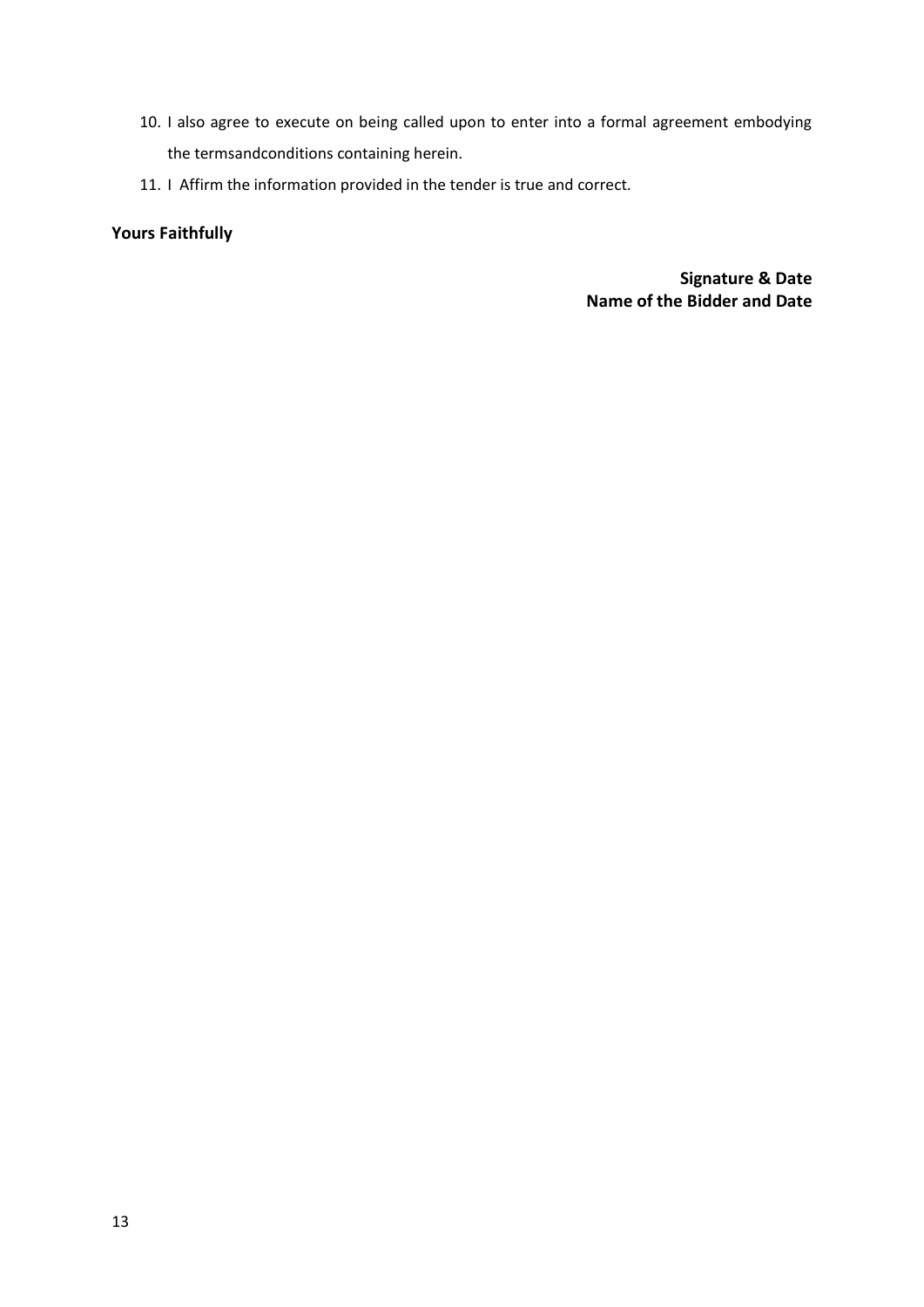10. I also agree to execute on being called upon to enter into a formal agreement embodying the termsandconditions containing herein.
11. I Affirm the information provided in the tender is true and correct.

**Yours Faithfully**

**Signature & Date**
**Name of the Bidder and Date**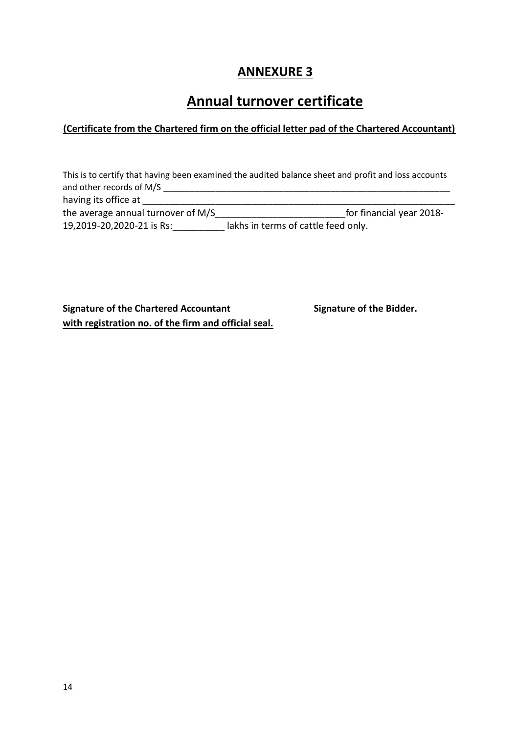# ANNEXURE 3

# Annual turnover certificate

**(Certificate from the Chartered firm on the official letter pad of the Chartered Accountant)**

This is to certify that having been examined the audited balance sheet and profit and loss accounts and other records of M/S ____________________________________________________________ having its office at ______________________________________________________________ the average annual turnover of M/S_________________________for financial year 2018-19,2019-20,2020-21 is Rs:__________ lakhs in terms of cattle feed only.

**Signature of the Chartered Accountant**
**with registration no. of the firm and official seal.**

**Signature of the Bidder.**